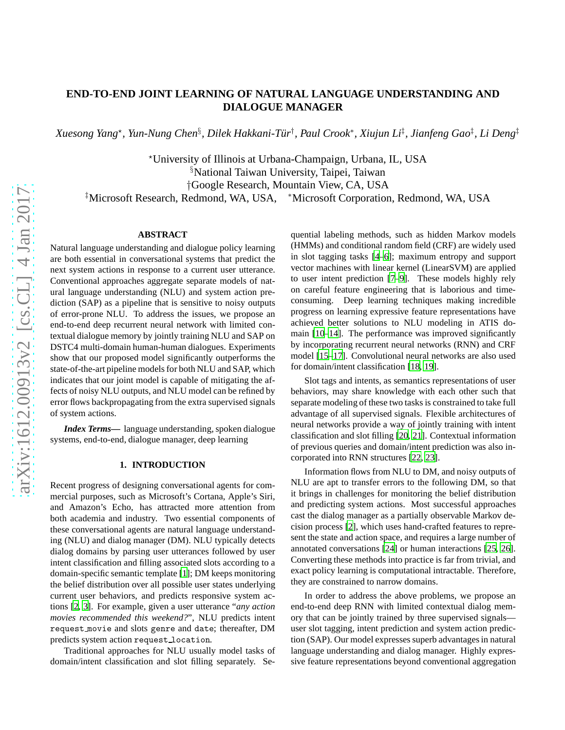# END-TO-END JOINT LEARNING OF NATURAL LANGUAGE UNDERSTANDING AND DIALOGUE MANAGER

*Xuesong Yang*[⋆], *Yun-Nung Chen*[§], *Dilek Hakkani-Tür*[†], *Paul Crook*[*], *Xiujun Li*[‡], *Jianfeng Gao*[‡], *Li Deng*[‡]

[⋆]University of Illinois at Urbana-Champaign, Urbana, IL, USA
[§]National Taiwan University, Taipei, Taiwan
[†]Google Research, Mountain View, CA, USA
[‡]Microsoft Research, Redmond, WA, USA, [*]Microsoft Corporation, Redmond, WA, USA

## ABSTRACT

Natural language understanding and dialogue policy learning are both essential in conversational systems that predict the next system actions in response to a current user utterance. Conventional approaches aggregate separate models of natural language understanding (NLU) and system action prediction (SAP) as a pipeline that is sensitive to noisy outputs of error-prone NLU. To address the issues, we propose an end-to-end deep recurrent neural network with limited contextual dialogue memory by jointly training NLU and SAP on DSTC4 multi-domain human-human dialogues. Experiments show that our proposed model significantly outperforms the state-of-the-art pipeline models for both NLU and SAP, which indicates that our joint model is capable of mitigating the affects of noisy NLU outputs, and NLU model can be refined by error flows backpropagating from the extra supervised signals of system actions.

***Index Terms*—** language understanding, spoken dialogue systems, end-to-end, dialogue manager, deep learning

## 1. INTRODUCTION

Recent progress of designing conversational agents for commercial purposes, such as Microsoft's Cortana, Apple's Siri, and Amazon's Echo, has attracted more attention from both academia and industry. Two essential components of these conversational agents are natural language understanding (NLU) and dialog manager (DM). NLU typically detects dialog domains by parsing user utterances followed by user intent classification and filling associated slots according to a domain-specific semantic template [1]; DM keeps monitoring the belief distribution over all possible user states underlying current user behaviors, and predicts responsive system actions [2, 3]. For example, given a user utterance "*any action movies recommended this weekend?*", NLU predicts intent `request_movie` and slots `genre` and `date`; thereafter, DM predicts system action `request_location`.

Traditional approaches for NLU usually model tasks of domain/intent classification and slot filling separately. Sequential labeling methods, such as hidden Markov models (HMMs) and conditional random field (CRF) are widely used in slot tagging tasks [4–6]; maximum entropy and support vector machines with linear kernel (LinearSVM) are applied to user intent prediction [7–9]. These models highly rely on careful feature engineering that is laborious and time-consuming. Deep learning techniques making incredible progress on learning expressive feature representations have achieved better solutions to NLU modeling in ATIS domain [10–14]. The performance was improved significantly by incorporating recurrent neural networks (RNN) and CRF model [15–17]. Convolutional neural networks are also used for domain/intent classification [18, 19].

Slot tags and intents, as semantics representations of user behaviors, may share knowledge with each other such that separate modeling of these two tasks is constrained to take full advantage of all supervised signals. Flexible architectures of neural networks provide a way of jointly training with intent classification and slot filling [20, 21]. Contextual information of previous queries and domain/intent prediction was also incorporated into RNN structures [22, 23].

Information flows from NLU to DM, and noisy outputs of NLU are apt to transfer errors to the following DM, so that it brings in challenges for monitoring the belief distribution and predicting system actions. Most successful approaches cast the dialog manager as a partially observable Markov decision process [2], which uses hand-crafted features to represent the state and action space, and requires a large number of annotated conversations [24] or human interactions [25, 26]. Converting these methods into practice is far from trivial, and exact policy learning is computational intractable. Therefore, they are constrained to narrow domains.

In order to address the above problems, we propose an end-to-end deep RNN with limited contextual dialog memory that can be jointly trained by three supervised signals—user slot tagging, intent prediction and system action prediction (SAP). Our model expresses superb advantages in natural language understanding and dialog manager. Highly expressive feature representations beyond conventional aggregation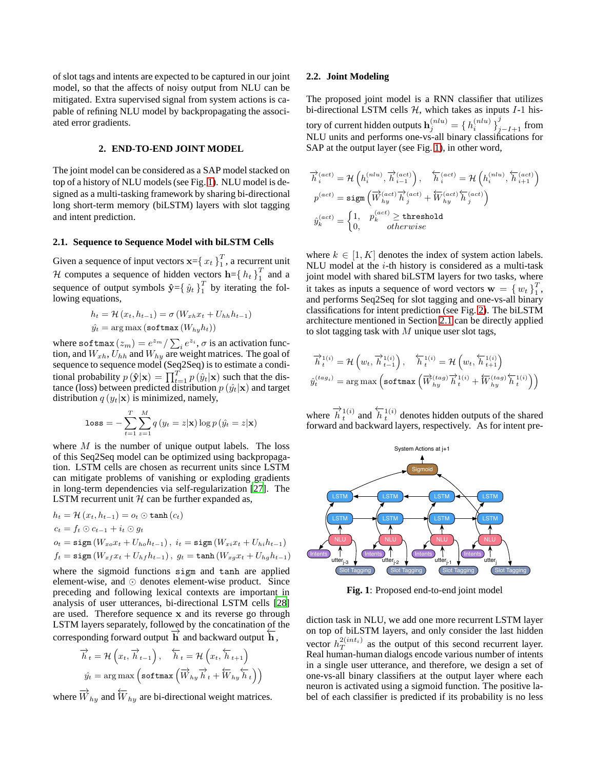of slot tags and intents are expected to be captured in our joint model, so that the affects of noisy output from NLU can be mitigated. Extra supervised signal from system actions is capable of refining NLU model by backpropagating the associated error gradients.

## 2. END-TO-END JOINT MODEL

The joint model can be considered as a SAP model stacked on top of a history of NLU models (see Fig. 1). NLU model is designed as a multi-tasking framework by sharing bi-directional long short-term memory (biLSTM) layers with slot tagging and intent prediction.

### 2.1. Sequence to Sequence Model with biLSTM Cells

Given a sequence of input vectors $\mathbf{x}=\{x_t\}_1^T$, a recurrent unit $\mathcal{H}$ computes a sequence of hidden vectors $\mathbf{h}=\{h_t\}_1^T$ and a sequence of output symbols $\hat{\mathbf{y}}=\{\hat{y}_t\}_1^T$ by iterating the following equations,

$$h_t = \mathcal{H}(x_t, h_{t-1}) = \sigma(W_{xh}x_t + U_{hh}h_{t-1})$$
$$\hat{y}_t = \arg\max(\texttt{softmax}(W_{hy}h_t))$$

where $\texttt{softmax}(z_m) = e^{z_m}/\sum_i e^{z_i}$, $\sigma$ is an activation function, and $W_{xh}$, $U_{hh}$ and $W_{hy}$ are weight matrices. The goal of sequence to sequence model (Seq2Seq) is to estimate a conditional probability $p(\hat{\mathbf{y}}|\mathbf{x}) = \prod_{t=1}^T p(\hat{y}_t|\mathbf{x})$ such that the distance (loss) between predicted distribution $p(\hat{y}_t|\mathbf{x})$ and target distribution $q(y_t|\mathbf{x})$ is minimized, namely,

$$\texttt{loss} = -\sum_{t=1}^{T}\sum_{z=1}^{M} q(y_t = z|\mathbf{x}) \log p(\hat{y}_t = z|\mathbf{x})$$

where $M$ is the number of unique output labels. The loss of this Seq2Seq model can be optimized using backpropagation. LSTM cells are chosen as recurrent units since LSTM can mitigate problems of vanishing or exploding gradients in long-term dependencies via self-regularization [27]. The LSTM recurrent unit $\mathcal{H}$ can be further expanded as,

$$h_t = \mathcal{H}(x_t, h_{t-1}) = o_t \odot \texttt{tanh}(c_t)$$
$$c_t = f_t \odot c_{t-1} + i_t \odot g_t$$
$$o_t = \texttt{sigm}(W_{xo}x_t + U_{ho}h_{t-1}), \ i_t = \texttt{sigm}(W_{xi}x_t + U_{hi}h_{t-1})$$
$$f_t = \texttt{sigm}(W_{xf}x_t + U_{hf}h_{t-1}), \ g_t = \texttt{tanh}(W_{xg}x_t + U_{hg}h_{t-1})$$

where the sigmoid functions $\texttt{sigm}$ and $\texttt{tanh}$ are applied element-wise, and $\odot$ denotes element-wise product. Since preceding and following lexical contexts are important in analysis of user utterances, bi-directional LSTM cells [28] are used. Therefore sequence $\mathbf{x}$ and its reverse go through LSTM layers separately, followed by the concatenation of the corresponding forward output $\overrightarrow{\mathbf{h}}$ and backward output $\overleftarrow{\mathbf{h}}$,

$$\overrightarrow{h}_t = \mathcal{H}\left(x_t, \overrightarrow{h}_{t-1}\right), \quad \overleftarrow{h}_t = \mathcal{H}\left(x_t, \overleftarrow{h}_{t+1}\right)$$
$$\hat{y}_t = \arg\max\left(\texttt{softmax}\left(\overrightarrow{W}_{hy}\overrightarrow{h}_t + \overleftarrow{W}_{hy}\overleftarrow{h}_t\right)\right)$$

where $\overrightarrow{W}_{hy}$ and $\overleftarrow{W}_{hy}$ are bi-directional weight matrices.

### 2.2. Joint Modeling

The proposed joint model is a RNN classifier that utilizes bi-directional LSTM cells $\mathcal{H}$, which takes as inputs $I$-1 history of current hidden outputs $\mathbf{h}_j^{(nlu)} = \{h_i^{(nlu)}\}_{j-I+1}^{j}$ from NLU units and performs one-vs-all binary classifications for SAP at the output layer (see Fig. 1), in other word,

$$\overrightarrow{h}_i^{(act)} = \mathcal{H}\left(h_i^{(nlu)}, \overrightarrow{h}_{i-1}^{(act)}\right), \quad \overleftarrow{h}_i^{(act)} = \mathcal{H}\left(h_i^{(nlu)}, \overleftarrow{h}_{i+1}^{(act)}\right)$$
$$p^{(act)} = \texttt{sigm}\left(\overrightarrow{W}_{hy}^{(act)}\overrightarrow{h}_j^{(act)} + \overleftarrow{W}_{hy}^{(act)}\overleftarrow{h}_j^{(act)}\right)$$
$$\hat{y}_k^{(act)} = \begin{cases} 1, & p_k^{(act)} \geq \texttt{threshold} \\ 0, & otherwise \end{cases}$$

where $k \in [1, K]$ denotes the index of system action labels. NLU model at the $i$-th history is considered as a multi-task joint model with shared biLSTM layers for two tasks, where it takes as inputs a sequence of word vectors $\mathbf{w} = \{w_t\}_1^T$, and performs Seq2Seq for slot tagging and one-vs-all binary classifications for intent prediction (see Fig. 2). The biLSTM architecture mentioned in Section 2.1 can be directly applied to slot tagging task with $M$ unique user slot tags,

$$\overrightarrow{h}_t^{1(i)} = \mathcal{H}\left(w_t, \overrightarrow{h}_{t-1}^{1(i)}\right), \quad \overleftarrow{h}_t^{1(i)} = \mathcal{H}\left(w_t, \overleftarrow{h}_{t+1}^{1(i)}\right)$$
$$\hat{y}_t^{(tag_i)} = \arg\max\left(\texttt{softmax}\left(\overrightarrow{W}_{hy}^{(tag)}\overrightarrow{h}_t^{1(i)} + \overleftarrow{W}_{hy}^{(tag)}\overleftarrow{h}_t^{1(i)}\right)\right)$$

where $\overrightarrow{h}_t^{1(i)}$ and $\overleftarrow{h}_t^{1(i)}$ denotes hidden outputs of the shared forward and backward layers, respectively. As for intent prediction task in NLU, we add one more recurrent LSTM layer on top of biLSTM layers, and only consider the last hidden vector $h_T^{2(int_i)}$ as the output of this second recurrent layer. Real human-human dialogs encode various number of intents in a single user utterance, and therefore, we design a set of one-vs-all binary classifiers at the output layer where each neuron is activated using a sigmoid function. The positive label of each classifier is predicted if its probability is no less

**Fig. 1**: Proposed end-to-end joint model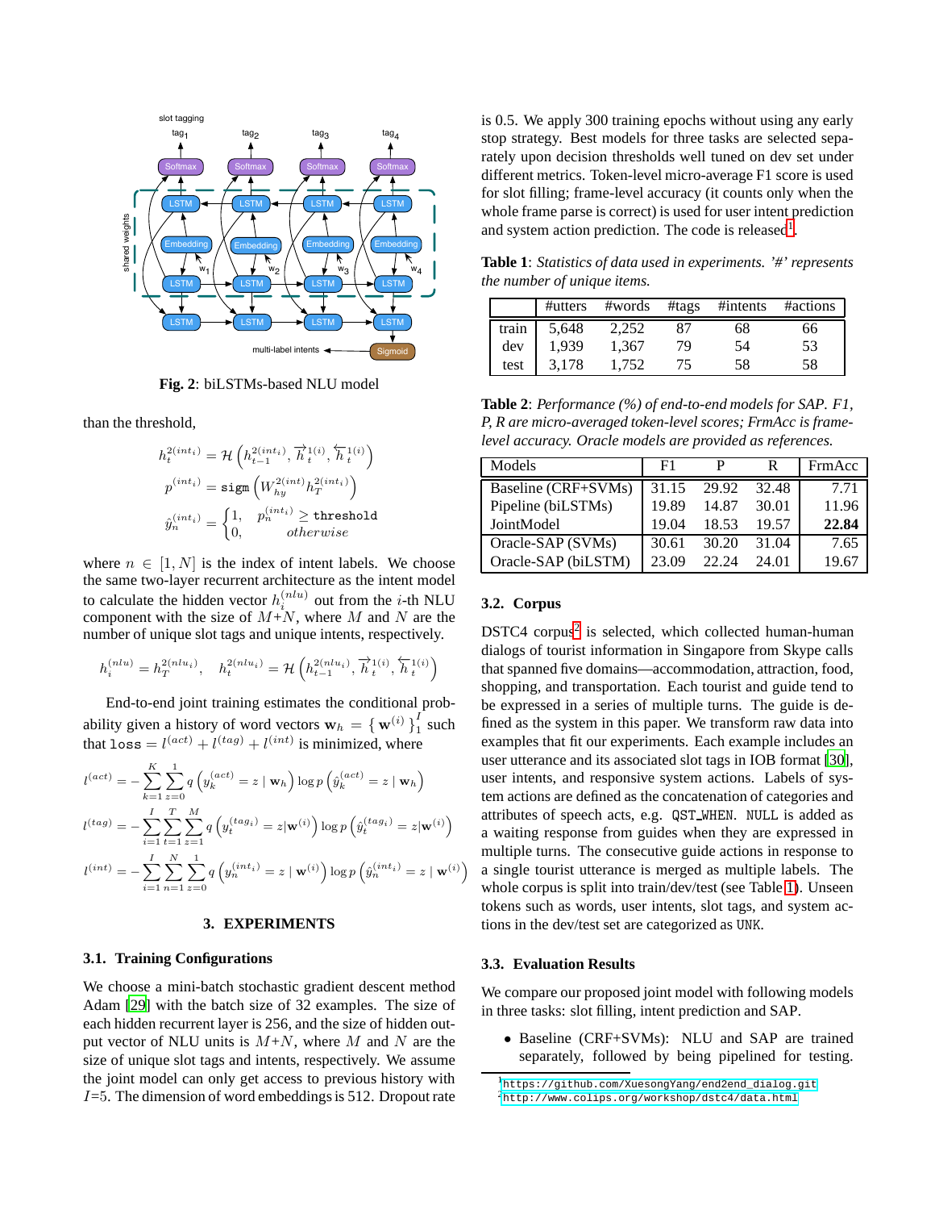Fig. 2: biLSTMs-based NLU model

than the threshold,

$$h_t^{2(int_i)} = \mathcal{H}\left(h_{t-1}^{2(int_i)}, \overrightarrow{h}_t^{1(i)}, \overleftarrow{h}_t^{1(i)}\right)$$

$$p^{(int_i)} = \texttt{sigm}\left(W_{hy}^{2(int)} h_T^{2(int_i)}\right)$$

$$\hat{y}_n^{(int_i)} = \begin{cases} 1, & p_n^{(int_i)} \geq \texttt{threshold} \\ 0, & otherwise \end{cases}$$

where $n \in [1, N]$ is the index of intent labels. We choose the same two-layer recurrent architecture as the intent model to calculate the hidden vector $h_i^{(nlu)}$ out from the $i$-th NLU component with the size of $M$+$N$, where $M$ and $N$ are the number of unique slot tags and unique intents, respectively.

$$h_i^{(nlu)} = h_T^{2(nlu_i)}, \quad h_t^{2(nlu_i)} = \mathcal{H}\left(h_{t-1}^{2(nlu_i)}, \overrightarrow{h}_t^{1(i)}, \overleftarrow{h}_t^{1(i)}\right)$$

End-to-end joint training estimates the conditional probability given a history of word vectors $\mathbf{w}_h = \{\mathbf{w}^{(i)}\}_1^I$ such that $\texttt{loss} = l^{(act)} + l^{(tag)} + l^{(int)}$ is minimized, where

$$l^{(act)} = -\sum_{k=1}^{K}\sum_{z=0}^{1} q\left(y_k^{(act)} = z \mid \mathbf{w}_h\right) \log p\left(\hat{y}_k^{(act)} = z \mid \mathbf{w}_h\right)$$

$$l^{(tag)} = -\sum_{i=1}^{I}\sum_{t=1}^{T}\sum_{z=1}^{M} q\left(y_t^{(tag_i)} = z|\mathbf{w}^{(i)}\right) \log p\left(\hat{y}_t^{(tag_i)} = z|\mathbf{w}^{(i)}\right)$$

$$l^{(int)} = -\sum_{i=1}^{I}\sum_{n=1}^{N}\sum_{z=0}^{1} q\left(y_n^{(int_i)} = z \mid \mathbf{w}^{(i)}\right) \log p\left(\hat{y}_n^{(int_i)} = z \mid \mathbf{w}^{(i)}\right)$$

## 3. EXPERIMENTS

### 3.1. Training Configurations

We choose a mini-batch stochastic gradient descent method Adam [29] with the batch size of 32 examples. The size of each hidden recurrent layer is 256, and the size of hidden output vector of NLU units is $M$+$N$, where $M$ and $N$ are the size of unique slot tags and intents, respectively. We assume the joint model can only get access to previous history with $I$=5. The dimension of word embeddings is 512. Dropout rate is 0.5. We apply 300 training epochs without using any early stop strategy. Best models for three tasks are selected separately upon decision thresholds well tuned on dev set under different metrics. Token-level micro-average F1 score is used for slot filling; frame-level accuracy (it counts only when the whole frame parse is correct) is used for user intent prediction and system action prediction. The code is released[1].

**Table 1**: *Statistics of data used in experiments. '#' represents the number of unique items.*

| | #utters | #words | #tags | #intents | #actions |
|---|---|---|---|---|---|
| train | 5,648 | 2,252 | 87 | 68 | 66 |
| dev | 1,939 | 1,367 | 79 | 54 | 53 |
| test | 3,178 | 1,752 | 75 | 58 | 58 |

**Table 2**: *Performance (%) of end-to-end models for SAP. F1, P, R are micro-averaged token-level scores; FrmAcc is frame-level accuracy. Oracle models are provided as references.*

| Models | F1 | P | R | FrmAcc |
|---|---|---|---|---|
| Baseline (CRF+SVMs) | 31.15 | 29.92 | 32.48 | 7.71 |
| Pipeline (biLSTMs) | 19.89 | 14.87 | 30.01 | 11.96 |
| JointModel | 19.04 | 18.53 | 19.57 | **22.84** |
| Oracle-SAP (SVMs) | 30.61 | 30.20 | 31.04 | 7.65 |
| Oracle-SAP (biLSTM) | 23.09 | 22.24 | 24.01 | 19.67 |

### 3.2. Corpus

DSTC4 corpus[2] is selected, which collected human-human dialogs of tourist information in Singapore from Skype calls that spanned five domains—accommodation, attraction, food, shopping, and transportation. Each tourist and guide tend to be expressed in a series of multiple turns. The guide is defined as the system in this paper. We transform raw data into examples that fit our experiments. Each example includes an user utterance and its associated slot tags in IOB format [30], user intents, and responsive system actions. Labels of system actions are defined as the concatenation of categories and attributes of speech acts, e.g. `QST_WHEN`. `NULL` is added as a waiting response from guides when they are expressed in multiple turns. The consecutive guide actions in response to a single tourist utterance is merged as multiple labels. The whole corpus is split into train/dev/test (see Table 1). Unseen tokens such as words, user intents, slot tags, and system actions in the dev/test set are categorized as `UNK`.

### 3.3. Evaluation Results

We compare our proposed joint model with following models in three tasks: slot filling, intent prediction and SAP.

- Baseline (CRF+SVMs): NLU and SAP are trained separately, followed by being pipelined for testing.

[1] https://github.com/XuesongYang/end2end_dialog.git
[2] http://www.colips.org/workshop/dstc4/data.html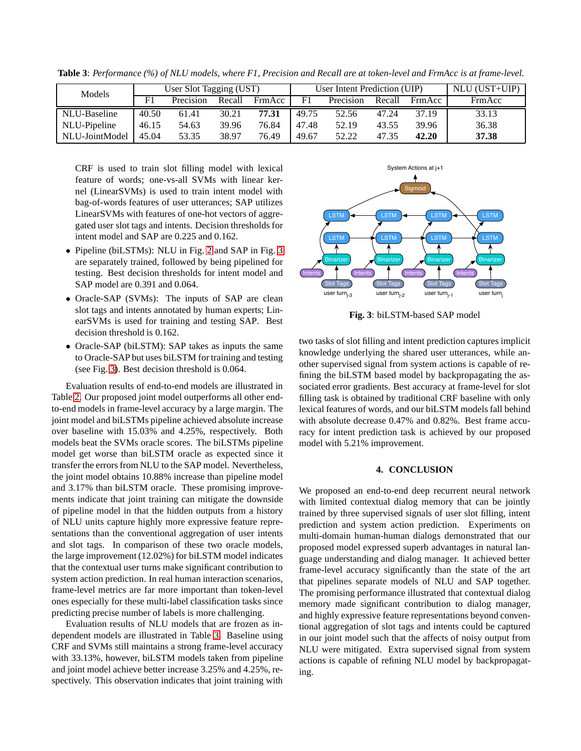**Table 3**: *Performance (%) of NLU models, where F1, Precision and Recall are at token-level and FrmAcc is at frame-level.*

| Models | User Slot Tagging (UST) | | | | User Intent Prediction (UIP) | | | | NLU (UST+UIP) |
|---|---|---|---|---|---|---|---|---|---|
| | F1 | Precision | Recall | FrmAcc | F1 | Precision | Recall | FrmAcc | FrmAcc |
| NLU-Baseline | 40.50 | 61.41 | 30.21 | **77.31** | 49.75 | 52.56 | 47.24 | 37.19 | 33.13 |
| NLU-Pipeline | 46.15 | 54.63 | 39.96 | 76.84 | 47.48 | 52.19 | 43.55 | 39.96 | 36.38 |
| NLU-JointModel | 45.04 | 53.35 | 38.97 | 76.49 | 49.67 | 52.22 | 47.35 | **42.20** | **37.38** |

CRF is used to train slot filling model with lexical feature of words; one-vs-all SVMs with linear kernel (LinearSVMs) is used to train intent model with bag-of-words features of user utterances; SAP utilizes LinearSVMs with features of one-hot vectors of aggregated user slot tags and intents. Decision thresholds for intent model and SAP are 0.225 and 0.162.

- Pipeline (biLSTMs): NLU in Fig. 2 and SAP in Fig. 3 are separately trained, followed by being pipelined for testing. Best decision thresholds for intent model and SAP model are 0.391 and 0.064.
- Oracle-SAP (SVMs): The inputs of SAP are clean slot tags and intents annotated by human experts; LinearSVMs is used for training and testing SAP. Best decision threshold is 0.162.
- Oracle-SAP (biLSTM): SAP takes as inputs the same to Oracle-SAP but uses biLSTM for training and testing (see Fig. 3). Best decision threshold is 0.064.

Evaluation results of end-to-end models are illustrated in Table 2. Our proposed joint model outperforms all other end-to-end models in frame-level accuracy by a large margin. The joint model and biLSTMs pipeline achieved absolute increase over baseline with 15.03% and 4.25%, respectively. Both models beat the SVMs oracle scores. The biLSTMs pipeline model get worse than biLSTM oracle as expected since it transfer the errors from NLU to the SAP model. Nevertheless, the joint model obtains 10.88% increase than pipeline model and 3.17% than biLSTM oracle. These promising improvements indicate that joint training can mitigate the downside of pipeline model in that the hidden outputs from a history of NLU units capture highly more expressive feature representations than the conventional aggregation of user intents and slot tags. In comparison of these two oracle models, the large improvement (12.02%) for biLSTM model indicates that the contextual user turns make significant contribution to system action prediction. In real human interaction scenarios, frame-level metrics are far more important than token-level ones especially for these multi-label classification tasks since predicting precise number of labels is more challenging.

Evaluation results of NLU models that are frozen as independent models are illustrated in Table 3. Baseline using CRF and SVMs still maintains a strong frame-level accuracy with 33.13%, however, biLSTM models taken from pipeline and joint model achieve better increase 3.25% and 4.25%, respectively. This observation indicates that joint training with two tasks of slot filling and intent prediction captures implicit knowledge underlying the shared user utterances, while another supervised signal from system actions is capable of refining the biLSTM based model by backpropagating the associated error gradients. Best accuracy at frame-level for slot filling task is obtained by traditional CRF baseline with only lexical features of words, and our biLSTM models fall behind with absolute decrease 0.47% and 0.82%. Best frame accuracy for intent prediction task is achieved by our proposed model with 5.21% improvement.

**Fig. 3**: biLSTM-based SAP model

## 4. CONCLUSION

We proposed an end-to-end deep recurrent neural network with limited contextual dialog memory that can be jointly trained by three supervised signals of user slot filling, intent prediction and system action prediction. Experiments on multi-domain human-human dialogs demonstrated that our proposed model expressed superb advantages in natural language understanding and dialog manager. It achieved better frame-level accuracy significantly than the state of the art that pipelines separate models of NLU and SAP together. The promising performance illustrated that contextual dialog memory made significant contribution to dialog manager, and highly expressive feature representations beyond conventional aggregation of slot tags and intents could be captured in our joint model such that the affects of noisy output from NLU were mitigated. Extra supervised signal from system actions is capable of refining NLU model by backpropagating.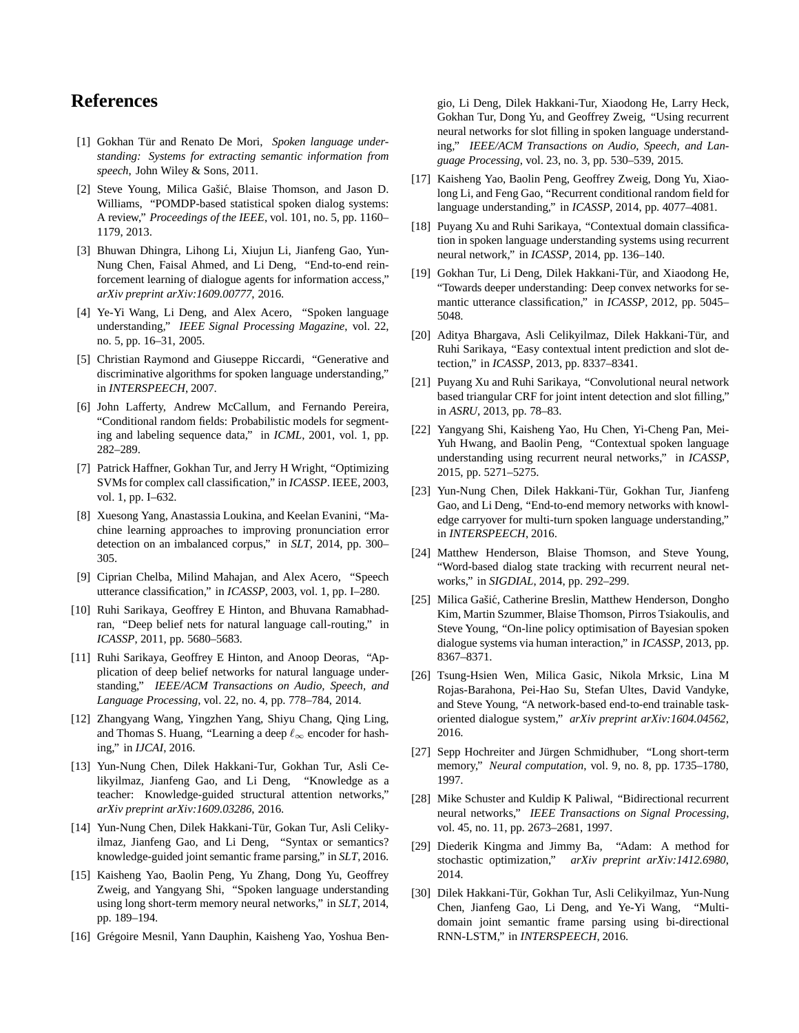# References

[1] Gokhan Tür and Renato De Mori, *Spoken language understanding: Systems for extracting semantic information from speech*, John Wiley & Sons, 2011.

[2] Steve Young, Milica Gašić, Blaise Thomson, and Jason D. Williams, "POMDP-based statistical spoken dialog systems: A review," *Proceedings of the IEEE*, vol. 101, no. 5, pp. 1160–1179, 2013.

[3] Bhuwan Dhingra, Lihong Li, Xiujun Li, Jianfeng Gao, Yun-Nung Chen, Faisal Ahmed, and Li Deng, "End-to-end reinforcement learning of dialogue agents for information access," *arXiv preprint arXiv:1609.00777*, 2016.

[4] Ye-Yi Wang, Li Deng, and Alex Acero, "Spoken language understanding," *IEEE Signal Processing Magazine*, vol. 22, no. 5, pp. 16–31, 2005.

[5] Christian Raymond and Giuseppe Riccardi, "Generative and discriminative algorithms for spoken language understanding," in *INTERSPEECH*, 2007.

[6] John Lafferty, Andrew McCallum, and Fernando Pereira, "Conditional random fields: Probabilistic models for segmenting and labeling sequence data," in *ICML*, 2001, vol. 1, pp. 282–289.

[7] Patrick Haffner, Gokhan Tur, and Jerry H Wright, "Optimizing SVMs for complex call classification," in *ICASSP*. IEEE, 2003, vol. 1, pp. I–632.

[8] Xuesong Yang, Anastassia Loukina, and Keelan Evanini, "Machine learning approaches to improving pronunciation error detection on an imbalanced corpus," in *SLT*, 2014, pp. 300–305.

[9] Ciprian Chelba, Milind Mahajan, and Alex Acero, "Speech utterance classification," in *ICASSP*, 2003, vol. 1, pp. I–280.

[10] Ruhi Sarikaya, Geoffrey E Hinton, and Bhuvana Ramabhadran, "Deep belief nets for natural language call-routing," in *ICASSP*, 2011, pp. 5680–5683.

[11] Ruhi Sarikaya, Geoffrey E Hinton, and Anoop Deoras, "Application of deep belief networks for natural language understanding," *IEEE/ACM Transactions on Audio, Speech, and Language Processing*, vol. 22, no. 4, pp. 778–784, 2014.

[12] Zhangyang Wang, Yingzhen Yang, Shiyu Chang, Qing Ling, and Thomas S. Huang, "Learning a deep $\ell_\infty$ encoder for hashing," in *IJCAI*, 2016.

[13] Yun-Nung Chen, Dilek Hakkani-Tur, Gokhan Tur, Asli Celikyilmaz, Jianfeng Gao, and Li Deng, "Knowledge as a teacher: Knowledge-guided structural attention networks," *arXiv preprint arXiv:1609.03286*, 2016.

[14] Yun-Nung Chen, Dilek Hakkani-Tür, Gokan Tur, Asli Celikyilmaz, Jianfeng Gao, and Li Deng, "Syntax or semantics? knowledge-guided joint semantic frame parsing," in *SLT*, 2016.

[15] Kaisheng Yao, Baolin Peng, Yu Zhang, Dong Yu, Geoffrey Zweig, and Yangyang Shi, "Spoken language understanding using long short-term memory neural networks," in *SLT*, 2014, pp. 189–194.

[16] Grégoire Mesnil, Yann Dauphin, Kaisheng Yao, Yoshua Bengio, Li Deng, Dilek Hakkani-Tur, Xiaodong He, Larry Heck, Gokhan Tur, Dong Yu, and Geoffrey Zweig, "Using recurrent neural networks for slot filling in spoken language understanding," *IEEE/ACM Transactions on Audio, Speech, and Language Processing*, vol. 23, no. 3, pp. 530–539, 2015.

[17] Kaisheng Yao, Baolin Peng, Geoffrey Zweig, Dong Yu, Xiaolong Li, and Feng Gao, "Recurrent conditional random field for language understanding," in *ICASSP*, 2014, pp. 4077–4081.

[18] Puyang Xu and Ruhi Sarikaya, "Contextual domain classification in spoken language understanding systems using recurrent neural network," in *ICASSP*, 2014, pp. 136–140.

[19] Gokhan Tur, Li Deng, Dilek Hakkani-Tür, and Xiaodong He, "Towards deeper understanding: Deep convex networks for semantic utterance classification," in *ICASSP*, 2012, pp. 5045–5048.

[20] Aditya Bhargava, Asli Celikyilmaz, Dilek Hakkani-Tür, and Ruhi Sarikaya, "Easy contextual intent prediction and slot detection," in *ICASSP*, 2013, pp. 8337–8341.

[21] Puyang Xu and Ruhi Sarikaya, "Convolutional neural network based triangular CRF for joint intent detection and slot filling," in *ASRU*, 2013, pp. 78–83.

[22] Yangyang Shi, Kaisheng Yao, Hu Chen, Yi-Cheng Pan, Mei-Yuh Hwang, and Baolin Peng, "Contextual spoken language understanding using recurrent neural networks," in *ICASSP*, 2015, pp. 5271–5275.

[23] Yun-Nung Chen, Dilek Hakkani-Tür, Gokhan Tur, Jianfeng Gao, and Li Deng, "End-to-end memory networks with knowledge carryover for multi-turn spoken language understanding," in *INTERSPEECH*, 2016.

[24] Matthew Henderson, Blaise Thomson, and Steve Young, "Word-based dialog state tracking with recurrent neural networks," in *SIGDIAL*, 2014, pp. 292–299.

[25] Milica Gašić, Catherine Breslin, Matthew Henderson, Dongho Kim, Martin Szummer, Blaise Thomson, Pirros Tsiakoulis, and Steve Young, "On-line policy optimisation of Bayesian spoken dialogue systems via human interaction," in *ICASSP*, 2013, pp. 8367–8371.

[26] Tsung-Hsien Wen, Milica Gasic, Nikola Mrksic, Lina M Rojas-Barahona, Pei-Hao Su, Stefan Ultes, David Vandyke, and Steve Young, "A network-based end-to-end trainable task-oriented dialogue system," *arXiv preprint arXiv:1604.04562*, 2016.

[27] Sepp Hochreiter and Jürgen Schmidhuber, "Long short-term memory," *Neural computation*, vol. 9, no. 8, pp. 1735–1780, 1997.

[28] Mike Schuster and Kuldip K Paliwal, "Bidirectional recurrent neural networks," *IEEE Transactions on Signal Processing*, vol. 45, no. 11, pp. 2673–2681, 1997.

[29] Diederik Kingma and Jimmy Ba, "Adam: A method for stochastic optimization," *arXiv preprint arXiv:1412.6980*, 2014.

[30] Dilek Hakkani-Tür, Gokhan Tur, Asli Celikyilmaz, Yun-Nung Chen, Jianfeng Gao, Li Deng, and Ye-Yi Wang, "Multi-domain joint semantic frame parsing using bi-directional RNN-LSTM," in *INTERSPEECH*, 2016.